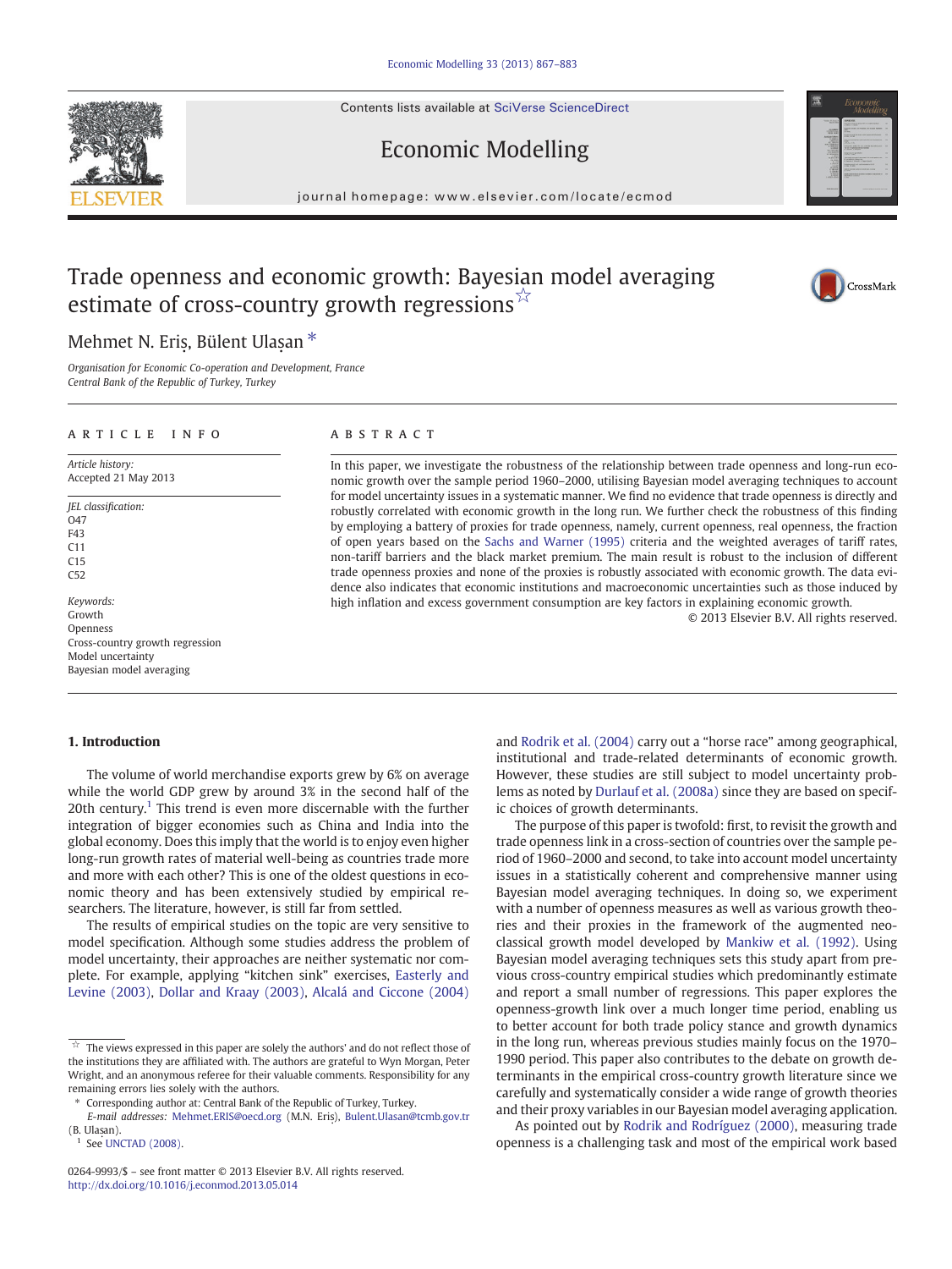# Trade openness and economic growth: Bayesian model averaging estimate of cross-country growth regressions ☆

Mehmet N. Eriş, Bülent Ulaşan *

*Organisation for Economic Co-operation and Development, France*
*Central Bank of the Republic of Turkey, Turkey*

## ARTICLE INFO

*Article history:*
Accepted 21 May 2013

*JEL classification:*
O47
F43
C11
C15
C52

*Keywords:*
Growth
Openness
Cross-country growth regression
Model uncertainty
Bayesian model averaging

## ABSTRACT

In this paper, we investigate the robustness of the relationship between trade openness and long-run economic growth over the sample period 1960–2000, utilising Bayesian model averaging techniques to account for model uncertainty issues in a systematic manner. We find no evidence that trade openness is directly and robustly correlated with economic growth in the long run. We further check the robustness of this finding by employing a battery of proxies for trade openness, namely, current openness, real openness, the fraction of open years based on the Sachs and Warner (1995) criteria and the weighted averages of tariff rates, non-tariff barriers and the black market premium. The main result is robust to the inclusion of different trade openness proxies and none of the proxies is robustly associated with economic growth. The data evidence also indicates that economic institutions and macroeconomic uncertainties such as those induced by high inflation and excess government consumption are key factors in explaining economic growth.

© 2013 Elsevier B.V. All rights reserved.

## 1. Introduction

The volume of world merchandise exports grew by 6% on average while the world GDP grew by around 3% in the second half of the 20th century.[1] This trend is even more discernable with the further integration of bigger economies such as China and India into the global economy. Does this imply that the world is to enjoy even higher long-run growth rates of material well-being as countries trade more and more with each other? This is one of the oldest questions in economic theory and has been extensively studied by empirical researchers. The literature, however, is still far from settled.

The results of empirical studies on the topic are very sensitive to model specification. Although some studies address the problem of model uncertainty, their approaches are neither systematic nor complete. For example, applying "kitchen sink" exercises, Easterly and Levine (2003), Dollar and Kraay (2003), Alcalá and Ciccone (2004) and Rodrik et al. (2004) carry out a "horse race" among geographical, institutional and trade-related determinants of economic growth. However, these studies are still subject to model uncertainty problems as noted by Durlauf et al. (2008a) since they are based on specific choices of growth determinants.

The purpose of this paper is twofold: first, to revisit the growth and trade openness link in a cross-section of countries over the sample period of 1960–2000 and second, to take into account model uncertainty issues in a statistically coherent and comprehensive manner using Bayesian model averaging techniques. In doing so, we experiment with a number of openness measures as well as various growth theories and their proxies in the framework of the augmented neoclassical growth model developed by Mankiw et al. (1992). Using Bayesian model averaging techniques sets this study apart from previous cross-country empirical studies which predominantly estimate and report a small number of regressions. This paper explores the openness-growth link over a much longer time period, enabling us to better account for both trade policy stance and growth dynamics in the long run, whereas previous studies mainly focus on the 1970–1990 period. This paper also contributes to the debate on growth determinants in the empirical cross-country growth literature since we carefully and systematically consider a wide range of growth theories and their proxy variables in our Bayesian model averaging application.

As pointed out by Rodrik and Rodríguez (2000), measuring trade openness is a challenging task and most of the empirical work based

---

☆ The views expressed in this paper are solely the authors' and do not reflect those of the institutions they are affiliated with. The authors are grateful to Wyn Morgan, Peter Wright, and an anonymous referee for their valuable comments. Responsibility for any remaining errors lies solely with the authors.

* Corresponding author at: Central Bank of the Republic of Turkey, Turkey.
*E-mail addresses:* Mehmet.ERIS@oecd.org (M.N. Eriş), Bulent.Ulasan@tcmb.gov.tr (B. Ulaşan).

[1] See UNCTAD (2008).

0264-9993/$ – see front matter © 2013 Elsevier B.V. All rights reserved.
http://dx.doi.org/10.1016/j.econmod.2013.05.014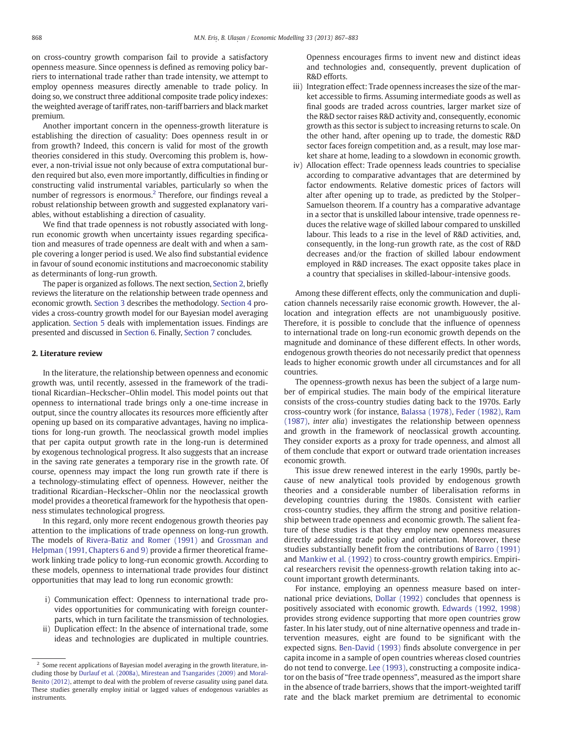on cross-country growth comparison fail to provide a satisfactory openness measure. Since openness is defined as removing policy barriers to international trade rather than trade intensity, we attempt to employ openness measures directly amenable to trade policy. In doing so, we construct three additional composite trade policy indexes: the weighted average of tariff rates, non-tariff barriers and black market premium.

Another important concern in the openness-growth literature is establishing the direction of casuality: Does openness result in or from growth? Indeed, this concern is valid for most of the growth theories considered in this study. Overcoming this problem is, however, a non-trivial issue not only because of extra computational burden required but also, even more importantly, difficulties in finding or constructing valid instrumental variables, particularly so when the number of regressors is enormous.[2] Therefore, our findings reveal a robust relationship between growth and suggested explanatory variables, without establishing a direction of casuality.

We find that trade openness is not robustly associated with long-run economic growth when uncertainty issues regarding specification and measures of trade openness are dealt with and when a sample covering a longer period is used. We also find substantial evidence in favour of sound economic institutions and macroeconomic stability as determinants of long-run growth.

The paper is organized as follows. The next section, Section 2, briefly reviews the literature on the relationship between trade openness and economic growth. Section 3 describes the methodology. Section 4 provides a cross-country growth model for our Bayesian model averaging application. Section 5 deals with implementation issues. Findings are presented and discussed in Section 6. Finally, Section 7 concludes.

## 2. Literature review

In the literature, the relationship between openness and economic growth was, until recently, assessed in the framework of the traditional Ricardian–Heckscher–Ohlin model. This model points out that openness to international trade brings only a one-time increase in output, since the country allocates its resources more efficiently after opening up based on its comparative advantages, having no implications for long-run growth. The neoclassical growth model implies that per capita output growth rate in the long-run is determined by exogenous technological progress. It also suggests that an increase in the saving rate generates a temporary rise in the growth rate. Of course, openness may impact the long run growth rate if there is a technology-stimulating effect of openness. However, neither the traditional Ricardian–Heckscher–Ohlin nor the neoclassical growth model provides a theoretical framework for the hypothesis that openness stimulates technological progress.

In this regard, only more recent endogenous growth theories pay attention to the implications of trade openness on long-run growth. The models of Rivera-Batiz and Romer (1991) and Grossman and Helpman (1991, Chapters 6 and 9) provide a firmer theoretical framework linking trade policy to long-run economic growth. According to these models, openness to international trade provides four distinct opportunities that may lead to long run economic growth:

i) Communication effect: Openness to international trade provides opportunities for communicating with foreign counterparts, which in turn facilitate the transmission of technologies.
ii) Duplication effect: In the absence of international trade, some ideas and technologies are duplicated in multiple countries. Openness encourages firms to invent new and distinct ideas and technologies and, consequently, prevent duplication of R&D efforts.
iii) Integration effect: Trade openness increases the size of the market accessible to firms. Assuming intermediate goods as well as final goods are traded across countries, larger market size of the R&D sector raises R&D activity and, consequently, economic growth as this sector is subject to increasing returns to scale. On the other hand, after opening up to trade, the domestic R&D sector faces foreign competition and, as a result, may lose market share at home, leading to a slowdown in economic growth.
iv) Allocation effect: Trade openness leads countries to specialise according to comparative advantages that are determined by factor endowments. Relative domestic prices of factors will alter after opening up to trade, as predicted by the Stolper–Samuelson theorem. If a country has a comparative advantage in a sector that is unskilled labour intensive, trade openness reduces the relative wage of skilled labour compared to unskilled labour. This leads to a rise in the level of R&D activities, and, consequently, in the long-run growth rate, as the cost of R&D decreases and/or the fraction of skilled labour endowment employed in R&D increases. The exact opposite takes place in a country that specialises in skilled-labour-intensive goods.

Among these different effects, only the communication and duplication channels necessarily raise economic growth. However, the allocation and integration effects are not unambiguously positive. Therefore, it is possible to conclude that the influence of openness to international trade on long-run economic growth depends on the magnitude and dominance of these different effects. In other words, endogenous growth theories do not necessarily predict that openness leads to higher economic growth under all circumstances and for all countries.

The openness-growth nexus has been the subject of a large number of empirical studies. The main body of the empirical literature consists of the cross-country studies dating back to the 1970s. Early cross-country work (for instance, Balassa (1978), Feder (1982), Ram (1987), *inter alia*) investigates the relationship between openness and growth in the framework of neoclassical growth accounting. They consider exports as a proxy for trade openness, and almost all of them conclude that export or outward trade orientation increases economic growth.

This issue drew renewed interest in the early 1990s, partly because of new analytical tools provided by endogenous growth theories and a considerable number of liberalisation reforms in developing countries during the 1980s. Consistent with earlier cross-country studies, they affirm the strong and positive relationship between trade openness and economic growth. The salient feature of these studies is that they employ new openness measures directly addressing trade policy and orientation. Moreover, these studies substantially benefit from the contributions of Barro (1991) and Mankiw et al. (1992) to cross-country growth empirics. Empirical researchers revisit the openness-growth relation taking into account important growth determinants.

For instance, employing an openness measure based on international price deviations, Dollar (1992) concludes that openness is positively associated with economic growth. Edwards (1992, 1998) provides strong evidence supporting that more open countries grow faster. In his later study, out of nine alternative openness and trade intervention measures, eight are found to be significant with the expected signs. Ben-David (1993) finds absolute convergence in per capita income in a sample of open countries whereas closed countries do not tend to converge. Lee (1993), constructing a composite indicator on the basis of "free trade openness", measured as the import share in the absence of trade barriers, shows that the import-weighted tariff rate and the black market premium are detrimental to economic

[2] Some recent applications of Bayesian model averaging in the growth literature, including those by Durlauf et al. (2008a), Mirestean and Tsangarides (2009) and Moral-Benito (2012), attempt to deal with the problem of reverse casuality using panel data. These studies generally employ initial or lagged values of endogenous variables as instruments.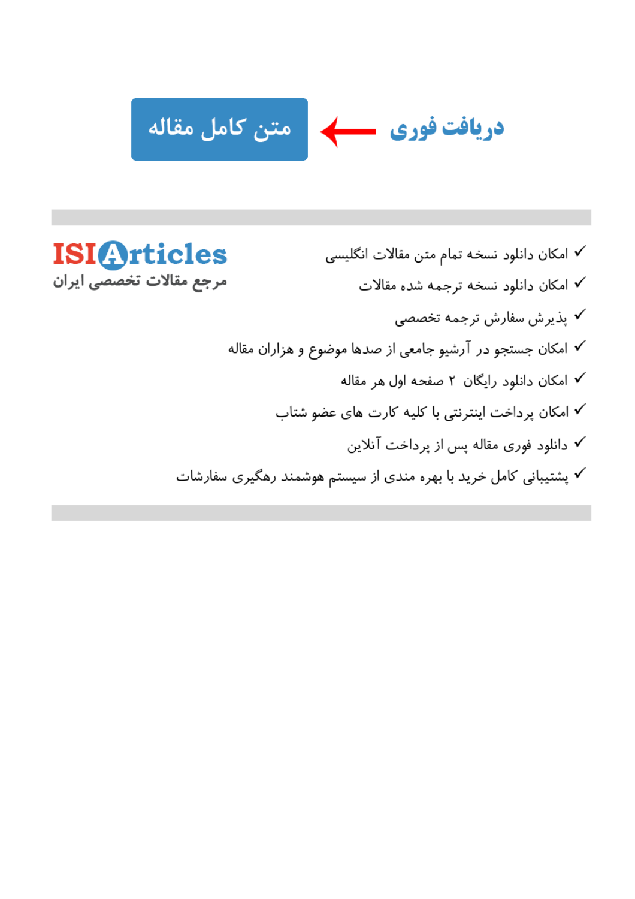دریافت فوری ← متن کامل مقاله

**ISIArticles**
مرجع مقالات تخصصی ایران

- ✓ امکان دانلود نسخه تمام متن مقالات انگلیسی
- ✓ امکان دانلود نسخه ترجمه شده مقالات
- ✓ پذیرش سفارش ترجمه تخصصی
- ✓ امکان جستجو در آرشیو جامعی از صدها موضوع و هزاران مقاله
- ✓ امکان دانلود رایگان ۲ صفحه اول هر مقاله
- ✓ امکان پرداخت اینترنتی با کلیه کارت های عضو شتاب
- ✓ دانلود فوری مقاله پس از پرداخت آنلاین
- ✓ پشتیبانی کامل خرید با بهره مندی از سیستم هوشمند رهگیری سفارشات